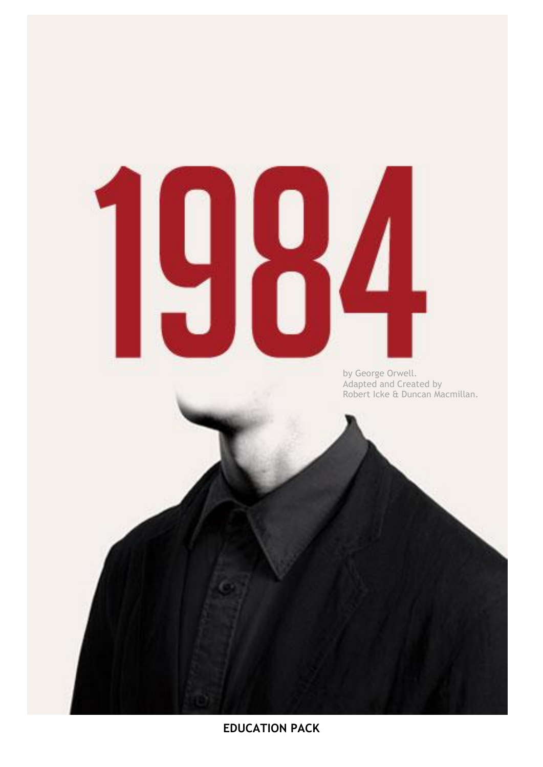# 1984

by George Orwell.
Adapted and Created by
Robert Icke & Duncan Macmillan.

**EDUCATION PACK**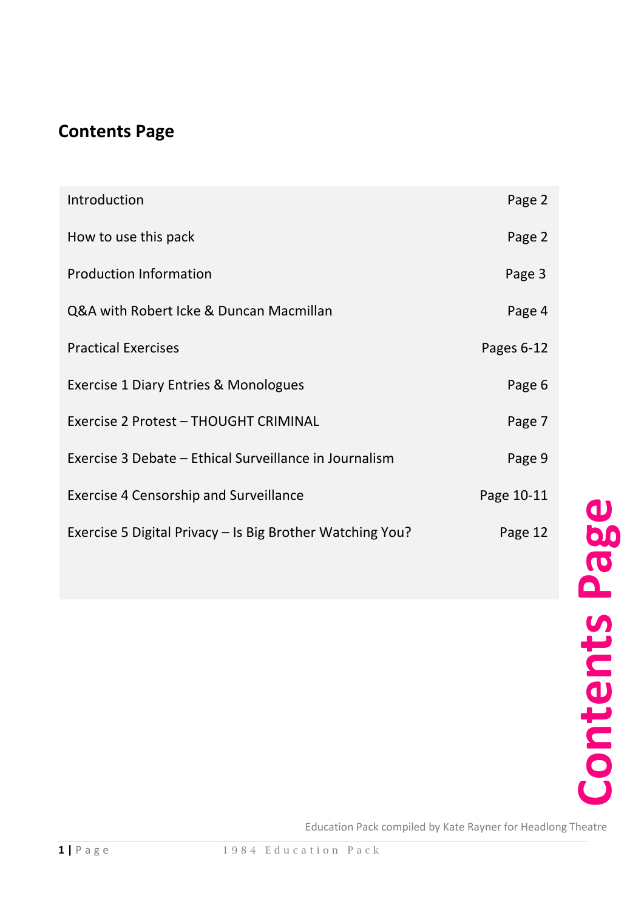## Contents Page

| | |
|---|---|
| Introduction | Page 2 |
| How to use this pack | Page 2 |
| Production Information | Page 3 |
| Q&A with Robert Icke & Duncan Macmillan | Page 4 |
| Practical Exercises | Pages 6-12 |
| Exercise 1 Diary Entries & Monologues | Page 6 |
| Exercise 2 Protest – THOUGHT CRIMINAL | Page 7 |
| Exercise 3 Debate – Ethical Surveillance in Journalism | Page 9 |
| Exercise 4 Censorship and Surveillance | Page 10-11 |
| Exercise 5 Digital Privacy – Is Big Brother Watching You? | Page 12 |

Education Pack compiled by Kate Rayner for Headlong Theatre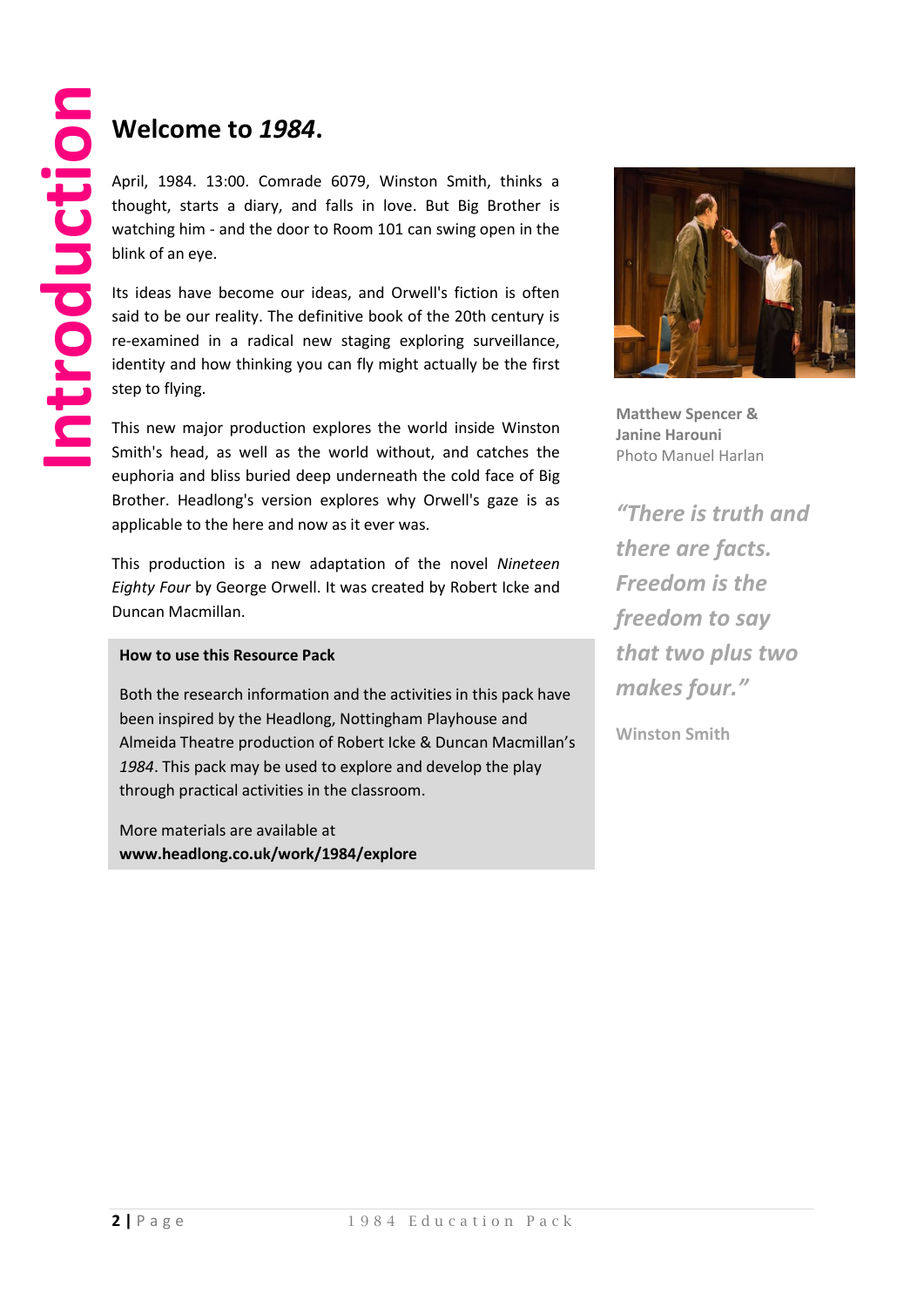# Introduction

## Welcome to *1984*.

April, 1984. 13:00. Comrade 6079, Winston Smith, thinks a thought, starts a diary, and falls in love. But Big Brother is watching him - and the door to Room 101 can swing open in the blink of an eye.

Its ideas have become our ideas, and Orwell's fiction is often said to be our reality. The definitive book of the 20th century is re-examined in a radical new staging exploring surveillance, identity and how thinking you can fly might actually be the first step to flying.

This new major production explores the world inside Winston Smith's head, as well as the world without, and catches the euphoria and bliss buried deep underneath the cold face of Big Brother. Headlong's version explores why Orwell's gaze is as applicable to the here and now as it ever was.

This production is a new adaptation of the novel *Nineteen Eighty Four* by George Orwell. It was created by Robert Icke and Duncan Macmillan.

**How to use this Resource Pack**

Both the research information and the activities in this pack have been inspired by the Headlong, Nottingham Playhouse and Almeida Theatre production of Robert Icke & Duncan Macmillan's *1984*. This pack may be used to explore and develop the play through practical activities in the classroom.

More materials are available at
**www.headlong.co.uk/work/1984/explore**

**Matthew Spencer & Janine Harouni**
Photo Manuel Harlan

***"There is truth and there are facts. Freedom is the freedom to say that two plus two makes four."***

**Winston Smith**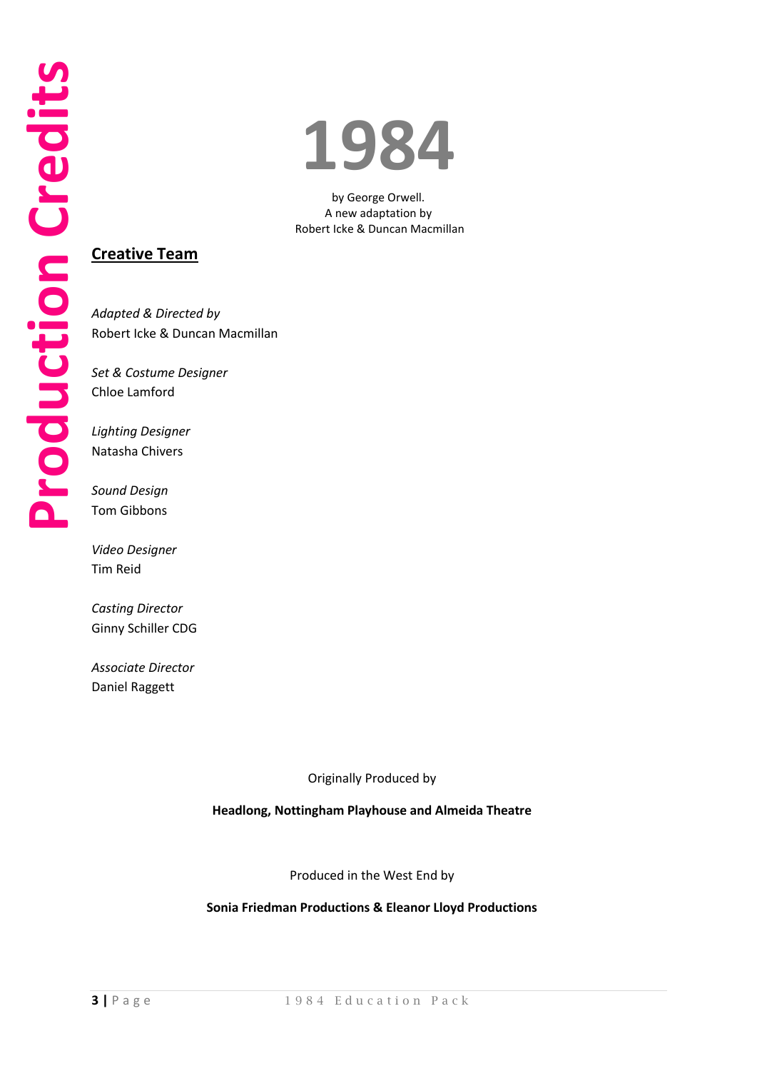# Production Credits

# 1984

by George Orwell.
A new adaptation by
Robert Icke & Duncan Macmillan

## Creative Team

*Adapted & Directed by*
Robert Icke & Duncan Macmillan

*Set & Costume Designer*
Chloe Lamford

*Lighting Designer*
Natasha Chivers

*Sound Design*
Tom Gibbons

*Video Designer*
Tim Reid

*Casting Director*
Ginny Schiller CDG

*Associate Director*
Daniel Raggett

Originally Produced by

**Headlong, Nottingham Playhouse and Almeida Theatre**

Produced in the West End by

**Sonia Friedman Productions & Eleanor Lloyd Productions**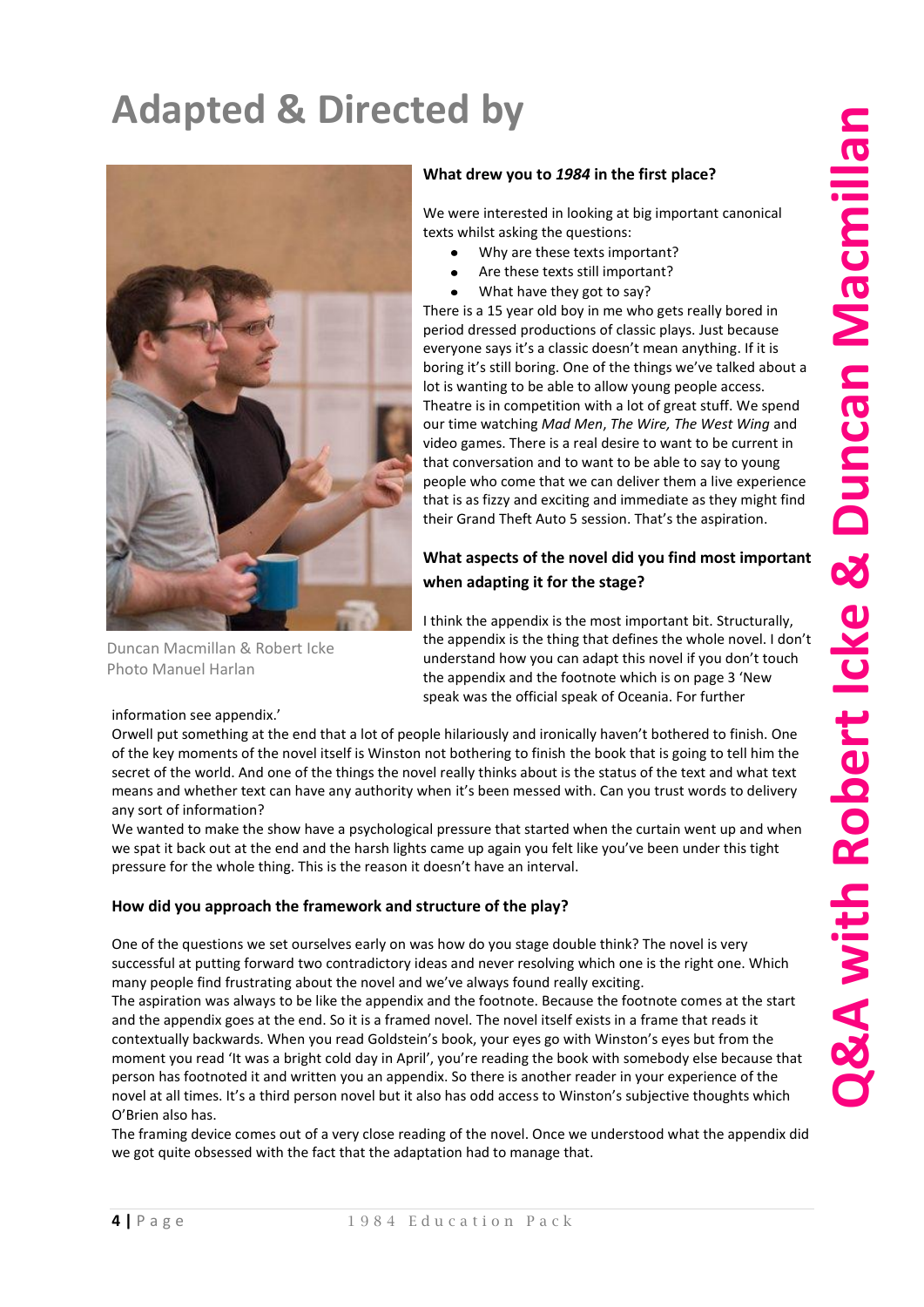# Adapted & Directed by

## Q&A with Robert Icke & Duncan Macmillan

Duncan Macmillan & Robert Icke
Photo Manuel Harlan

**What drew you to *1984* in the first place?**

We were interested in looking at big important canonical texts whilst asking the questions:

- Why are these texts important?
- Are these texts still important?
- What have they got to say?

There is a 15 year old boy in me who gets really bored in period dressed productions of classic plays. Just because everyone says it's a classic doesn't mean anything. If it is boring it's still boring. One of the things we've talked about a lot is wanting to be able to allow young people access. Theatre is in competition with a lot of great stuff. We spend our time watching *Mad Men*, *The Wire, The West Wing* and video games. There is a real desire to want to be current in that conversation and to want to be able to say to young people who come that we can deliver them a live experience that is as fizzy and exciting and immediate as they might find their Grand Theft Auto 5 session. That's the aspiration.

**What aspects of the novel did you find most important when adapting it for the stage?**

I think the appendix is the most important bit. Structurally, the appendix is the thing that defines the whole novel. I don't understand how you can adapt this novel if you don't touch the appendix and the footnote which is on page 3 'New speak was the official speak of Oceania. For further information see appendix.'

Orwell put something at the end that a lot of people hilariously and ironically haven't bothered to finish. One of the key moments of the novel itself is Winston not bothering to finish the book that is going to tell him the secret of the world. And one of the things the novel really thinks about is the status of the text and what text means and whether text can have any authority when it's been messed with. Can you trust words to delivery any sort of information?

We wanted to make the show have a psychological pressure that started when the curtain went up and when we spat it back out at the end and the harsh lights came up again you felt like you've been under this tight pressure for the whole thing. This is the reason it doesn't have an interval.

**How did you approach the framework and structure of the play?**

One of the questions we set ourselves early on was how do you stage double think? The novel is very successful at putting forward two contradictory ideas and never resolving which one is the right one. Which many people find frustrating about the novel and we've always found really exciting.

The aspiration was always to be like the appendix and the footnote. Because the footnote comes at the start and the appendix goes at the end. So it is a framed novel. The novel itself exists in a frame that reads it contextually backwards. When you read Goldstein's book, your eyes go with Winston's eyes but from the moment you read 'It was a bright cold day in April', you're reading the book with somebody else because that person has footnoted it and written you an appendix. So there is another reader in your experience of the novel at all times. It's a third person novel but it also has odd access to Winston's subjective thoughts which O'Brien also has.

The framing device comes out of a very close reading of the novel. Once we understood what the appendix did we got quite obsessed with the fact that the adaptation had to manage that.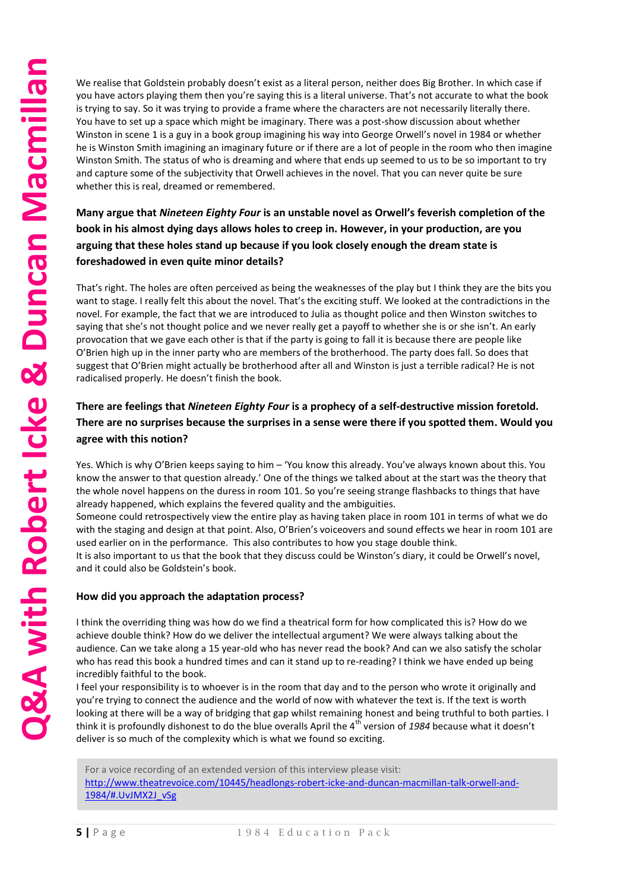We realise that Goldstein probably doesn't exist as a literal person, neither does Big Brother. In which case if you have actors playing them then you're saying this is a literal universe. That's not accurate to what the book is trying to say. So it was trying to provide a frame where the characters are not necessarily literally there. You have to set up a space which might be imaginary. There was a post-show discussion about whether Winston in scene 1 is a guy in a book group imagining his way into George Orwell's novel in 1984 or whether he is Winston Smith imagining an imaginary future or if there are a lot of people in the room who then imagine Winston Smith. The status of who is dreaming and where that ends up seemed to us to be so important to try and capture some of the subjectivity that Orwell achieves in the novel. That you can never quite be sure whether this is real, dreamed or remembered.

**Many argue that *Nineteen Eighty Four* is an unstable novel as Orwell's feverish completion of the book in his almost dying days allows holes to creep in. However, in your production, are you arguing that these holes stand up because if you look closely enough the dream state is foreshadowed in even quite minor details?**

That's right. The holes are often perceived as being the weaknesses of the play but I think they are the bits you want to stage. I really felt this about the novel. That's the exciting stuff. We looked at the contradictions in the novel. For example, the fact that we are introduced to Julia as thought police and then Winston switches to saying that she's not thought police and we never really get a payoff to whether she is or she isn't. An early provocation that we gave each other is that if the party is going to fall it is because there are people like O'Brien high up in the inner party who are members of the brotherhood. The party does fall. So does that suggest that O'Brien might actually be brotherhood after all and Winston is just a terrible radical? He is not radicalised properly. He doesn't finish the book.

**There are feelings that *Nineteen Eighty Four* is a prophecy of a self-destructive mission foretold. There are no surprises because the surprises in a sense were there if you spotted them. Would you agree with this notion?**

Yes. Which is why O'Brien keeps saying to him – 'You know this already. You've always known about this. You know the answer to that question already.' One of the things we talked about at the start was the theory that the whole novel happens on the duress in room 101. So you're seeing strange flashbacks to things that have already happened, which explains the fevered quality and the ambiguities.

Someone could retrospectively view the entire play as having taken place in room 101 in terms of what we do with the staging and design at that point. Also, O'Brien's voiceovers and sound effects we hear in room 101 are used earlier on in the performance. This also contributes to how you stage double think.

It is also important to us that the book that they discuss could be Winston's diary, it could be Orwell's novel, and it could also be Goldstein's book.

**How did you approach the adaptation process?**

I think the overriding thing was how do we find a theatrical form for how complicated this is? How do we achieve double think? How do we deliver the intellectual argument? We were always talking about the audience. Can we take along a 15 year-old who has never read the book? And can we also satisfy the scholar who has read this book a hundred times and can it stand up to re-reading? I think we have ended up being incredibly faithful to the book.

I feel your responsibility is to whoever is in the room that day and to the person who wrote it originally and you're trying to connect the audience and the world of now with whatever the text is. If the text is worth looking at there will be a way of bridging that gap whilst remaining honest and being truthful to both parties. I think it is profoundly dishonest to do the blue overalls April the 4th version of *1984* because what it doesn't deliver is so much of the complexity which is what we found so exciting.

For a voice recording of an extended version of this interview please visit: [http://www.theatrevoice.com/10445/headlongs-robert-icke-and-duncan-macmillan-talk-orwell-and-1984/#.UvJMX2J_vSg](http://www.theatrevoice.com/10445/headlongs-robert-icke-and-duncan-macmillan-talk-orwell-and-1984/#.UvJMX2J_vSg)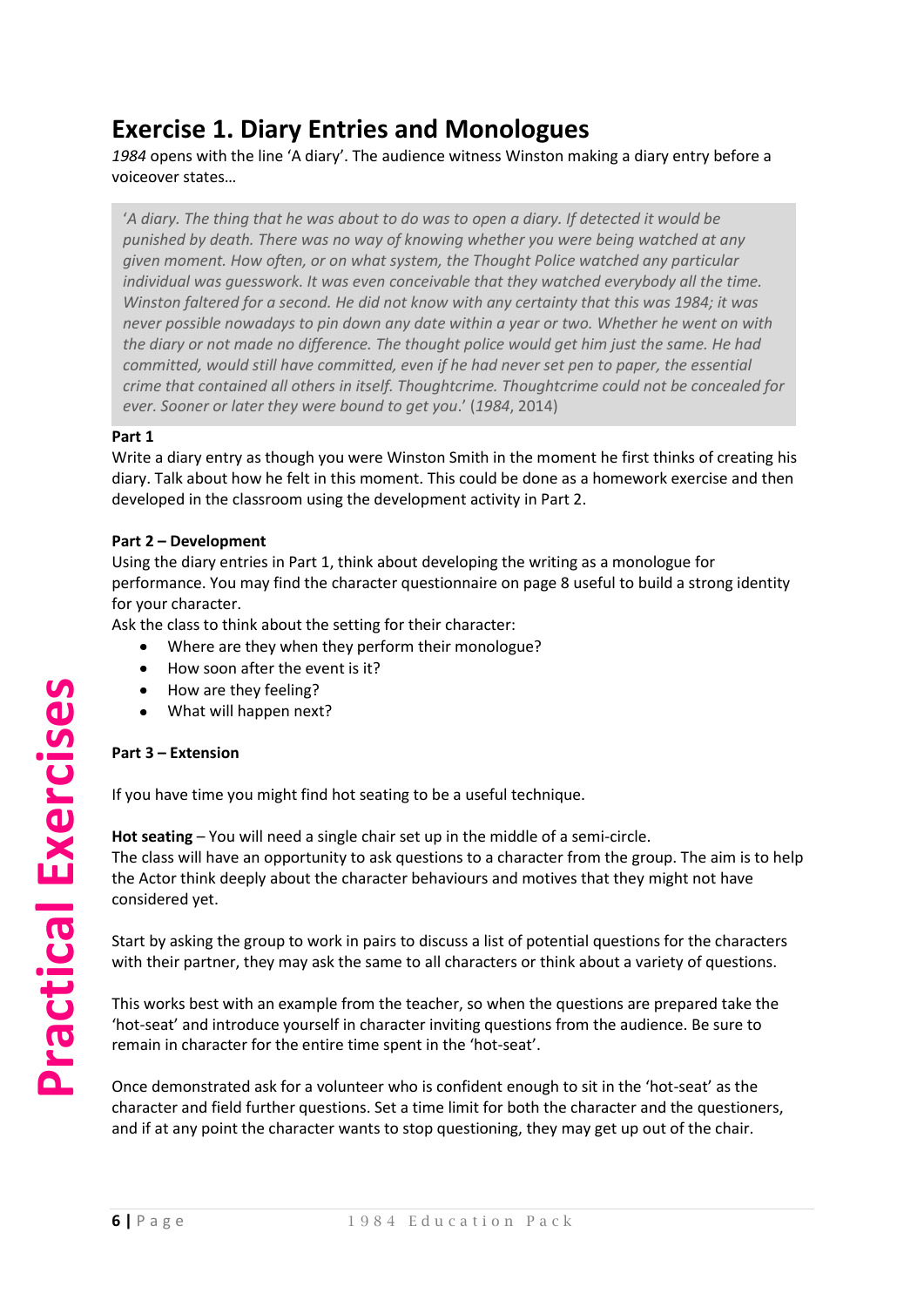# Exercise 1. Diary Entries and Monologues

*1984* opens with the line 'A diary'. The audience witness Winston making a diary entry before a voiceover states…

> '*A diary. The thing that he was about to do was to open a diary. If detected it would be punished by death. There was no way of knowing whether you were being watched at any given moment. How often, or on what system, the Thought Police watched any particular individual was guesswork. It was even conceivable that they watched everybody all the time. Winston faltered for a second. He did not know with any certainty that this was 1984; it was never possible nowadays to pin down any date within a year or two. Whether he went on with the diary or not made no difference. The thought police would get him just the same. He had committed, would still have committed, even if he had never set pen to paper, the essential crime that contained all others in itself. Thoughtcrime. Thoughtcrime could not be concealed for ever. Sooner or later they were bound to get you*.' (*1984*, 2014)

**Part 1**

Write a diary entry as though you were Winston Smith in the moment he first thinks of creating his diary. Talk about how he felt in this moment. This could be done as a homework exercise and then developed in the classroom using the development activity in Part 2.

**Part 2 – Development**

Using the diary entries in Part 1, think about developing the writing as a monologue for performance. You may find the character questionnaire on page 8 useful to build a strong identity for your character.

Ask the class to think about the setting for their character:

- Where are they when they perform their monologue?
- How soon after the event is it?
- How are they feeling?
- What will happen next?

**Part 3 – Extension**

If you have time you might find hot seating to be a useful technique.

**Hot seating** – You will need a single chair set up in the middle of a semi-circle.
The class will have an opportunity to ask questions to a character from the group. The aim is to help the Actor think deeply about the character behaviours and motives that they might not have considered yet.

Start by asking the group to work in pairs to discuss a list of potential questions for the characters with their partner, they may ask the same to all characters or think about a variety of questions.

This works best with an example from the teacher, so when the questions are prepared take the 'hot-seat' and introduce yourself in character inviting questions from the audience. Be sure to remain in character for the entire time spent in the 'hot-seat'.

Once demonstrated ask for a volunteer who is confident enough to sit in the 'hot-seat' as the character and field further questions. Set a time limit for both the character and the questioners, and if at any point the character wants to stop questioning, they may get up out of the chair.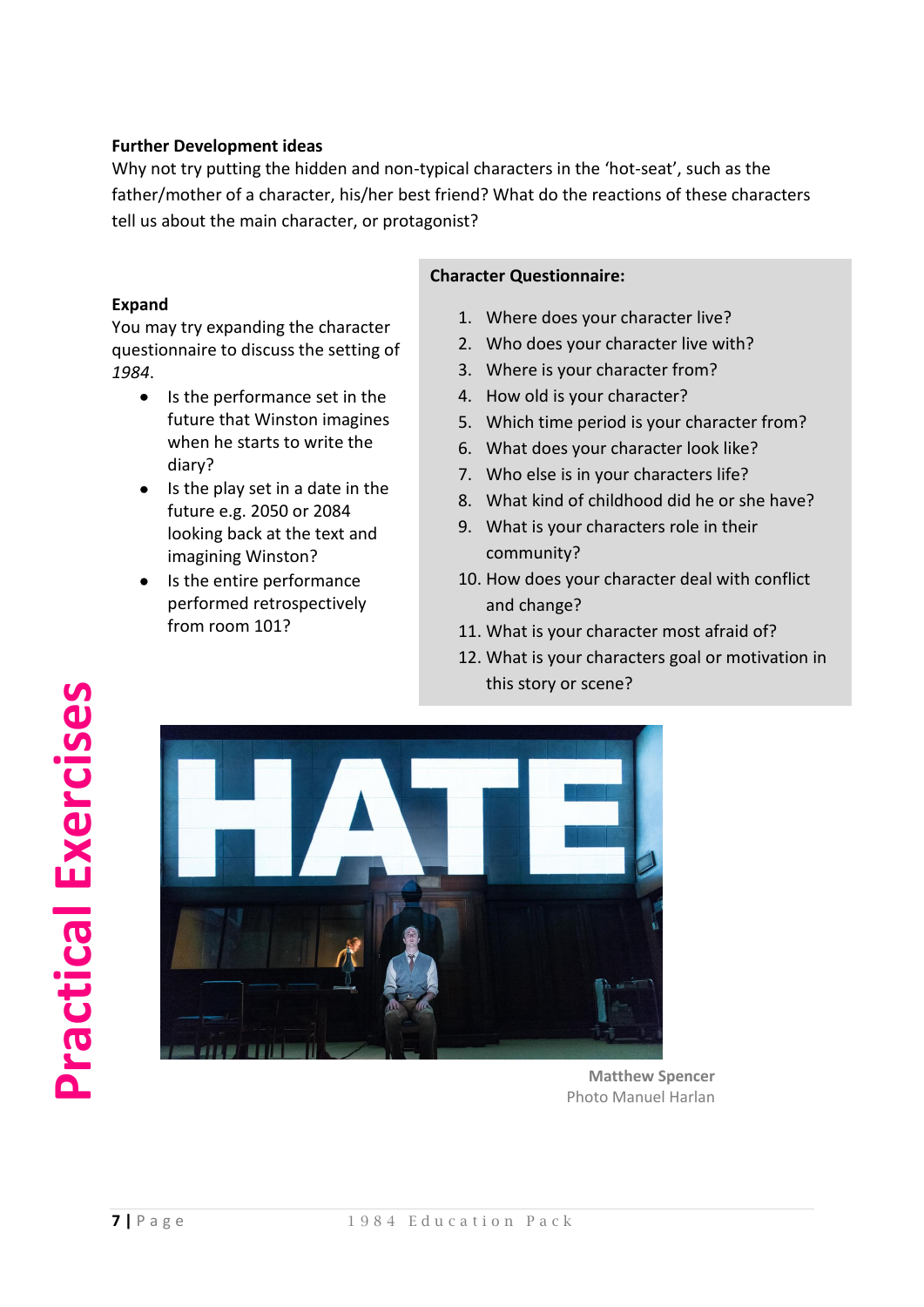**Further Development ideas**

Why not try putting the hidden and non-typical characters in the 'hot-seat', such as the father/mother of a character, his/her best friend? What do the reactions of these characters tell us about the main character, or protagonist?

**Expand**

You may try expanding the character questionnaire to discuss the setting of *1984*.

- Is the performance set in the future that Winston imagines when he starts to write the diary?
- Is the play set in a date in the future e.g. 2050 or 2084 looking back at the text and imagining Winston?
- Is the entire performance performed retrospectively from room 101?

**Character Questionnaire:**

1. Where does your character live?
2. Who does your character live with?
3. Where is your character from?
4. How old is your character?
5. Which time period is your character from?
6. What does your character look like?
7. Who else is in your characters life?
8. What kind of childhood did he or she have?
9. What is your characters role in their community?
10. How does your character deal with conflict and change?
11. What is your character most afraid of?
12. What is your characters goal or motivation in this story or scene?

**Matthew Spencer**
Photo Manuel Harlan

Practical Exercises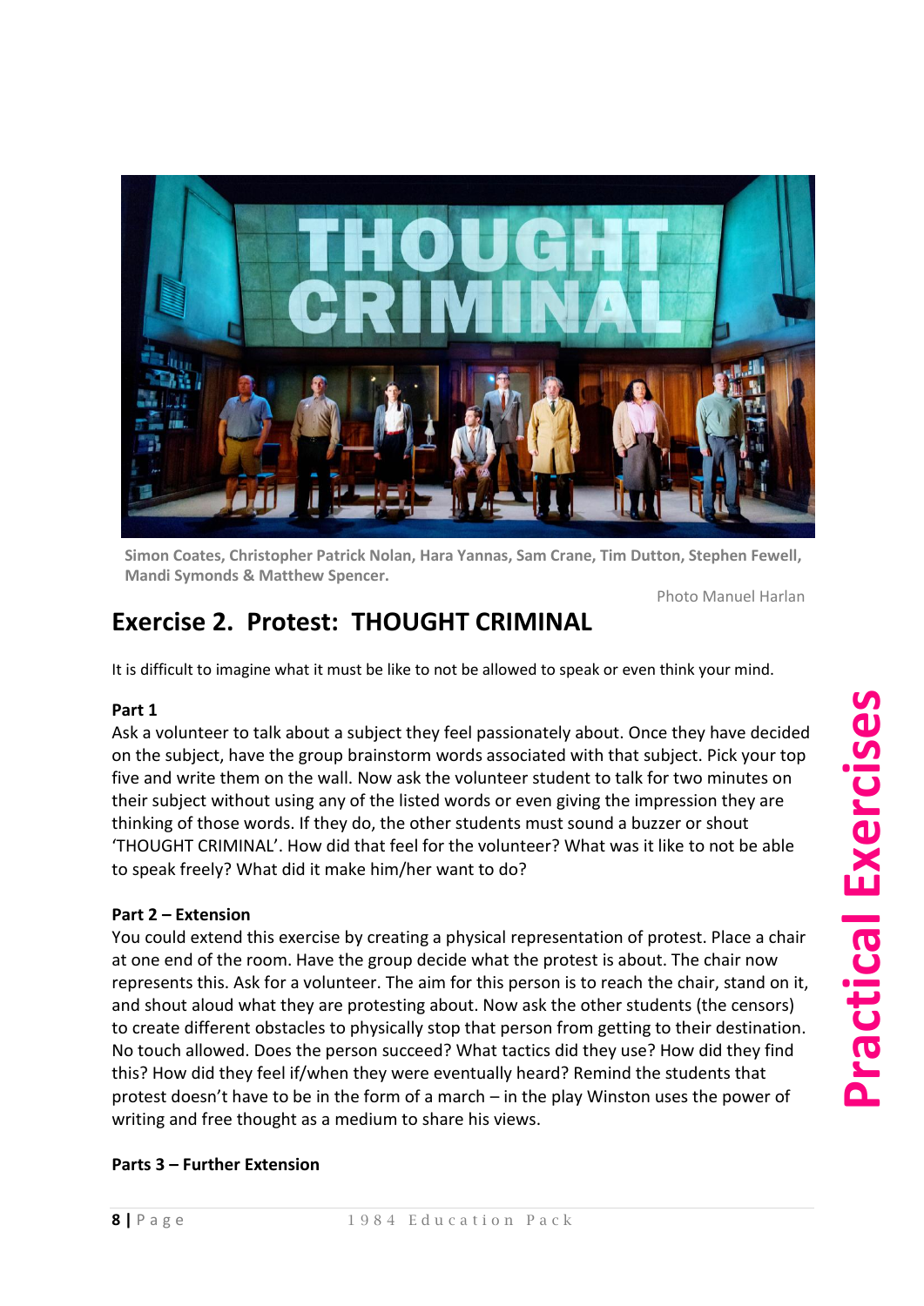Simon Coates, Christopher Patrick Nolan, Hara Yannas, Sam Crane, Tim Dutton, Stephen Fewell, Mandi Symonds & Matthew Spencer.

Photo Manuel Harlan

## Exercise 2. Protest: THOUGHT CRIMINAL

It is difficult to imagine what it must be like to not be allowed to speak or even think your mind.

**Part 1**

Ask a volunteer to talk about a subject they feel passionately about. Once they have decided on the subject, have the group brainstorm words associated with that subject. Pick your top five and write them on the wall. Now ask the volunteer student to talk for two minutes on their subject without using any of the listed words or even giving the impression they are thinking of those words. If they do, the other students must sound a buzzer or shout 'THOUGHT CRIMINAL'. How did that feel for the volunteer? What was it like to not be able to speak freely? What did it make him/her want to do?

**Part 2 – Extension**

You could extend this exercise by creating a physical representation of protest. Place a chair at one end of the room. Have the group decide what the protest is about. The chair now represents this. Ask for a volunteer. The aim for this person is to reach the chair, stand on it, and shout aloud what they are protesting about. Now ask the other students (the censors) to create different obstacles to physically stop that person from getting to their destination. No touch allowed. Does the person succeed? What tactics did they use? How did they find this? How did they feel if/when they were eventually heard? Remind the students that protest doesn't have to be in the form of a march – in the play Winston uses the power of writing and free thought as a medium to share his views.

**Parts 3 – Further Extension**

Practical Exercises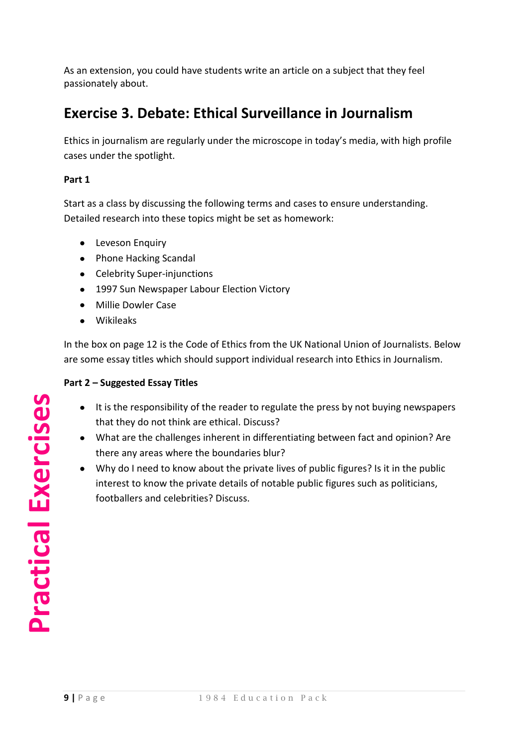As an extension, you could have students write an article on a subject that they feel passionately about.

## Exercise 3. Debate: Ethical Surveillance in Journalism

Ethics in journalism are regularly under the microscope in today's media, with high profile cases under the spotlight.

**Part 1**

Start as a class by discussing the following terms and cases to ensure understanding. Detailed research into these topics might be set as homework:

- Leveson Enquiry
- Phone Hacking Scandal
- Celebrity Super-injunctions
- 1997 Sun Newspaper Labour Election Victory
- Millie Dowler Case
- Wikileaks

In the box on page 12 is the Code of Ethics from the UK National Union of Journalists. Below are some essay titles which should support individual research into Ethics in Journalism.

**Part 2 – Suggested Essay Titles**

- It is the responsibility of the reader to regulate the press by not buying newspapers that they do not think are ethical. Discuss?
- What are the challenges inherent in differentiating between fact and opinion? Are there any areas where the boundaries blur?
- Why do I need to know about the private lives of public figures? Is it in the public interest to know the private details of notable public figures such as politicians, footballers and celebrities? Discuss.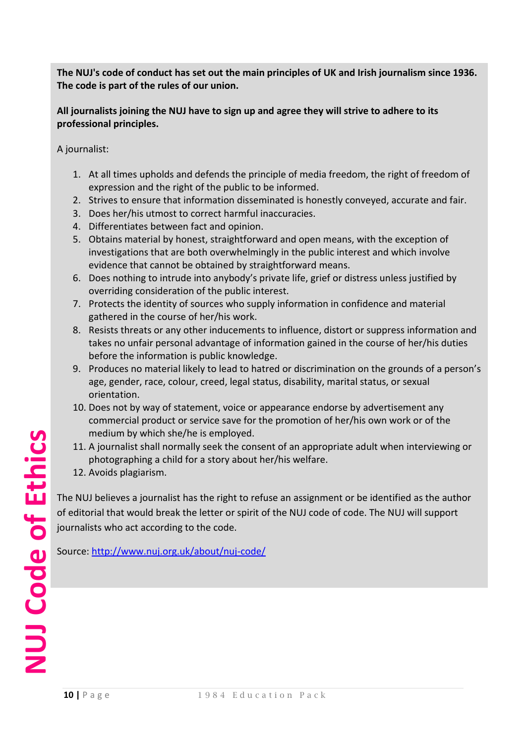# NUJ Code of Ethics

**The NUJ's code of conduct has set out the main principles of UK and Irish journalism since 1936. The code is part of the rules of our union.**

**All journalists joining the NUJ have to sign up and agree they will strive to adhere to its professional principles.**

A journalist:

1. At all times upholds and defends the principle of media freedom, the right of freedom of expression and the right of the public to be informed.
2. Strives to ensure that information disseminated is honestly conveyed, accurate and fair.
3. Does her/his utmost to correct harmful inaccuracies.
4. Differentiates between fact and opinion.
5. Obtains material by honest, straightforward and open means, with the exception of investigations that are both overwhelmingly in the public interest and which involve evidence that cannot be obtained by straightforward means.
6. Does nothing to intrude into anybody's private life, grief or distress unless justified by overriding consideration of the public interest.
7. Protects the identity of sources who supply information in confidence and material gathered in the course of her/his work.
8. Resists threats or any other inducements to influence, distort or suppress information and takes no unfair personal advantage of information gained in the course of her/his duties before the information is public knowledge.
9. Produces no material likely to lead to hatred or discrimination on the grounds of a person's age, gender, race, colour, creed, legal status, disability, marital status, or sexual orientation.
10. Does not by way of statement, voice or appearance endorse by advertisement any commercial product or service save for the promotion of her/his own work or of the medium by which she/he is employed.
11. A journalist shall normally seek the consent of an appropriate adult when interviewing or photographing a child for a story about her/his welfare.
12. Avoids plagiarism.

The NUJ believes a journalist has the right to refuse an assignment or be identified as the author of editorial that would break the letter or spirit of the NUJ code of code. The NUJ will support journalists who act according to the code.

Source: [http://www.nuj.org.uk/about/nuj-code/](http://www.nuj.org.uk/about/nuj-code/)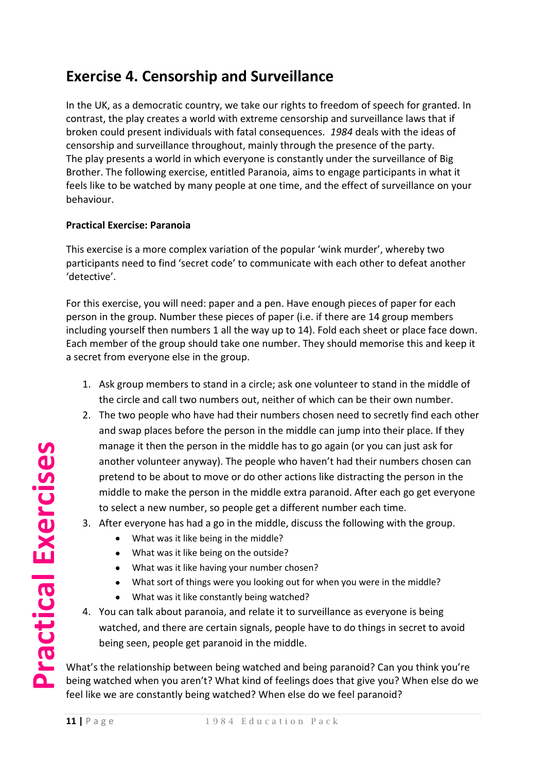## Exercise 4. Censorship and Surveillance

In the UK, as a democratic country, we take our rights to freedom of speech for granted. In contrast, the play creates a world with extreme censorship and surveillance laws that if broken could present individuals with fatal consequences. *1984* deals with the ideas of censorship and surveillance throughout, mainly through the presence of the party. The play presents a world in which everyone is constantly under the surveillance of Big Brother. The following exercise, entitled Paranoia, aims to engage participants in what it feels like to be watched by many people at one time, and the effect of surveillance on your behaviour.

**Practical Exercise: Paranoia**

This exercise is a more complex variation of the popular 'wink murder', whereby two participants need to find 'secret code' to communicate with each other to defeat another 'detective'.

For this exercise, you will need: paper and a pen. Have enough pieces of paper for each person in the group. Number these pieces of paper (i.e. if there are 14 group members including yourself then numbers 1 all the way up to 14). Fold each sheet or place face down. Each member of the group should take one number. They should memorise this and keep it a secret from everyone else in the group.

1. Ask group members to stand in a circle; ask one volunteer to stand in the middle of the circle and call two numbers out, neither of which can be their own number.
2. The two people who have had their numbers chosen need to secretly find each other and swap places before the person in the middle can jump into their place. If they manage it then the person in the middle has to go again (or you can just ask for another volunteer anyway). The people who haven't had their numbers chosen can pretend to be about to move or do other actions like distracting the person in the middle to make the person in the middle extra paranoid. After each go get everyone to select a new number, so people get a different number each time.
3. After everyone has had a go in the middle, discuss the following with the group.
    - What was it like being in the middle?
    - What was it like being on the outside?
    - What was it like having your number chosen?
    - What sort of things were you looking out for when you were in the middle?
    - What was it like constantly being watched?
4. You can talk about paranoia, and relate it to surveillance as everyone is being watched, and there are certain signals, people have to do things in secret to avoid being seen, people get paranoid in the middle.

What's the relationship between being watched and being paranoid? Can you think you're being watched when you aren't? What kind of feelings does that give you? When else do we feel like we are constantly being watched? When else do we feel paranoid?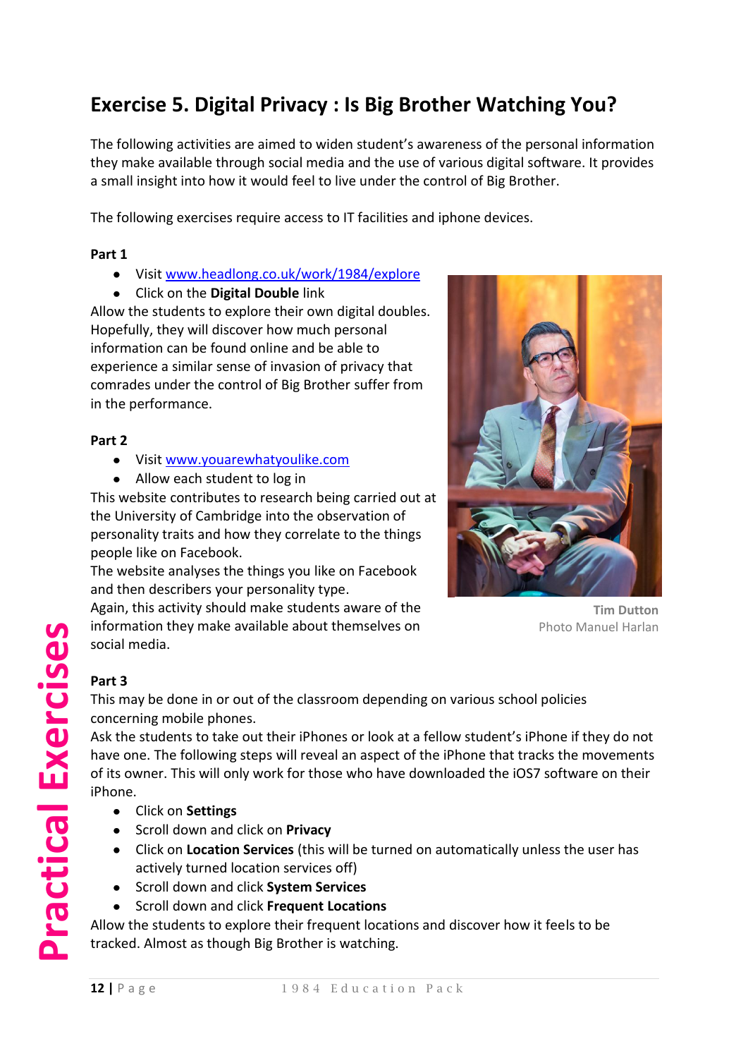# Exercise 5. Digital Privacy : Is Big Brother Watching You?

The following activities are aimed to widen student's awareness of the personal information they make available through social media and the use of various digital software. It provides a small insight into how it would feel to live under the control of Big Brother.

The following exercises require access to IT facilities and iphone devices.

**Part 1**

- Visit www.headlong.co.uk/work/1984/explore
- Click on the **Digital Double** link

Allow the students to explore their own digital doubles. Hopefully, they will discover how much personal information can be found online and be able to experience a similar sense of invasion of privacy that comrades under the control of Big Brother suffer from in the performance.

**Part 2**

- Visit www.youarewhatyoulike.com
- Allow each student to log in

This website contributes to research being carried out at the University of Cambridge into the observation of personality traits and how they correlate to the things people like on Facebook.
The website analyses the things you like on Facebook and then describers your personality type.
Again, this activity should make students aware of the information they make available about themselves on social media.

**Tim Dutton**
Photo Manuel Harlan

**Part 3**

This may be done in or out of the classroom depending on various school policies concerning mobile phones.
Ask the students to take out their iPhones or look at a fellow student's iPhone if they do not have one. The following steps will reveal an aspect of the iPhone that tracks the movements of its owner. This will only work for those who have downloaded the iOS7 software on their iPhone.

- Click on **Settings**
- Scroll down and click on **Privacy**
- Click on **Location Services** (this will be turned on automatically unless the user has actively turned location services off)
- Scroll down and click **System Services**
- Scroll down and click **Frequent Locations**

Allow the students to explore their frequent locations and discover how it feels to be tracked. Almost as though Big Brother is watching.

**Practical Exercises**